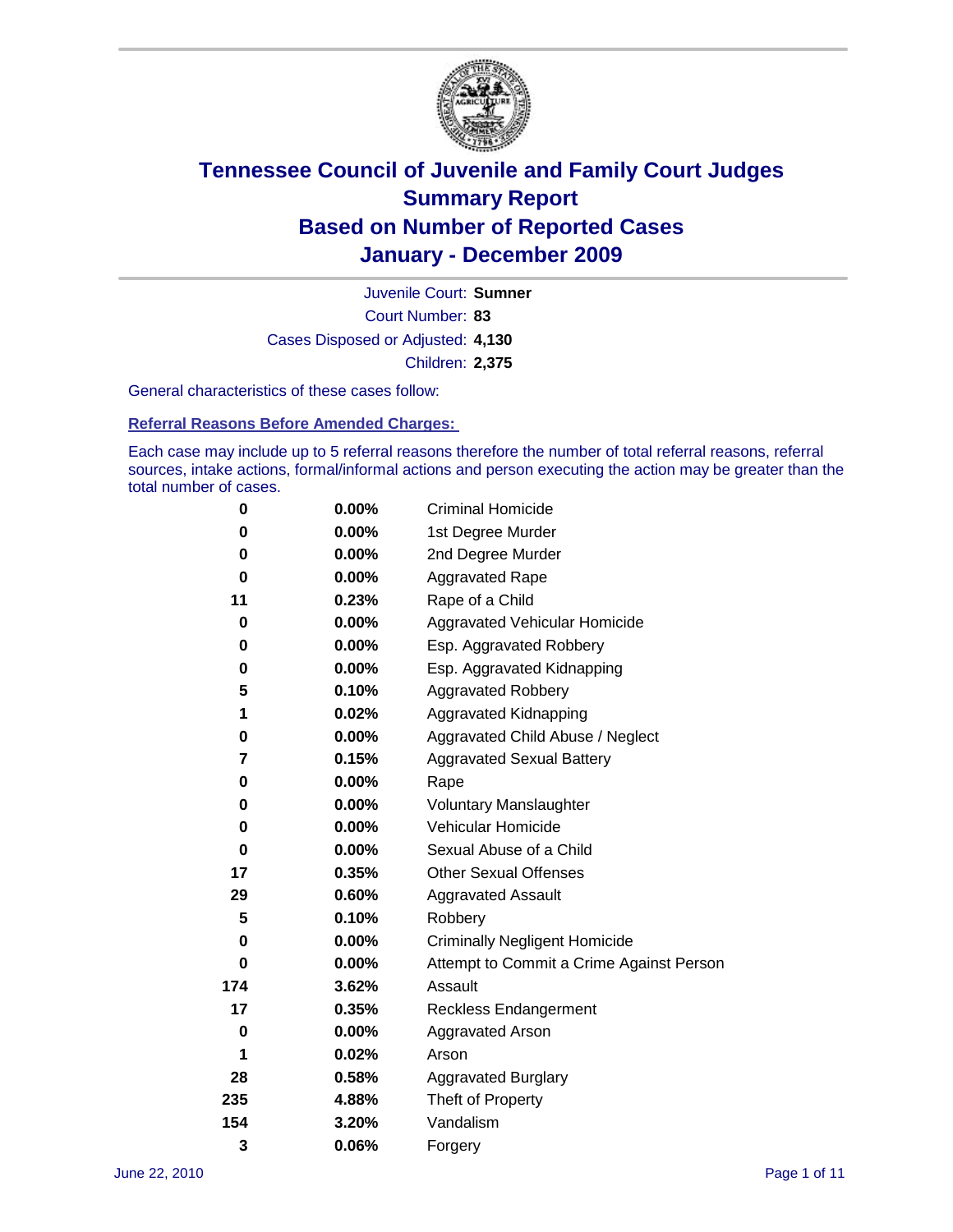# Tennessee Council of Juvenile and Family Court Judges
## Summary Report
## Based on Number of Reported Cases
## January - December 2009

Juvenile Court: **Sumner**

Court Number: **83**

Cases Disposed or Adjusted: **4,130**

Children: **2,375**

General characteristics of these cases follow:

### Referral Reasons Before Amended Charges:

Each case may include up to 5 referral reasons therefore the number of total referral reasons, referral sources, intake actions, formal/informal actions and person executing the action may be greater than the total number of cases.

| Count | Percent | Referral Reason |
|---|---|---|
| 0 | 0.00% | Criminal Homicide |
| 0 | 0.00% | 1st Degree Murder |
| 0 | 0.00% | 2nd Degree Murder |
| 0 | 0.00% | Aggravated Rape |
| 11 | 0.23% | Rape of a Child |
| 0 | 0.00% | Aggravated Vehicular Homicide |
| 0 | 0.00% | Esp. Aggravated Robbery |
| 0 | 0.00% | Esp. Aggravated Kidnapping |
| 5 | 0.10% | Aggravated Robbery |
| 1 | 0.02% | Aggravated Kidnapping |
| 0 | 0.00% | Aggravated Child Abuse / Neglect |
| 7 | 0.15% | Aggravated Sexual Battery |
| 0 | 0.00% | Rape |
| 0 | 0.00% | Voluntary Manslaughter |
| 0 | 0.00% | Vehicular Homicide |
| 0 | 0.00% | Sexual Abuse of a Child |
| 17 | 0.35% | Other Sexual Offenses |
| 29 | 0.60% | Aggravated Assault |
| 5 | 0.10% | Robbery |
| 0 | 0.00% | Criminally Negligent Homicide |
| 0 | 0.00% | Attempt to Commit a Crime Against Person |
| 174 | 3.62% | Assault |
| 17 | 0.35% | Reckless Endangerment |
| 0 | 0.00% | Aggravated Arson |
| 1 | 0.02% | Arson |
| 28 | 0.58% | Aggravated Burglary |
| 235 | 4.88% | Theft of Property |
| 154 | 3.20% | Vandalism |
| 3 | 0.06% | Forgery |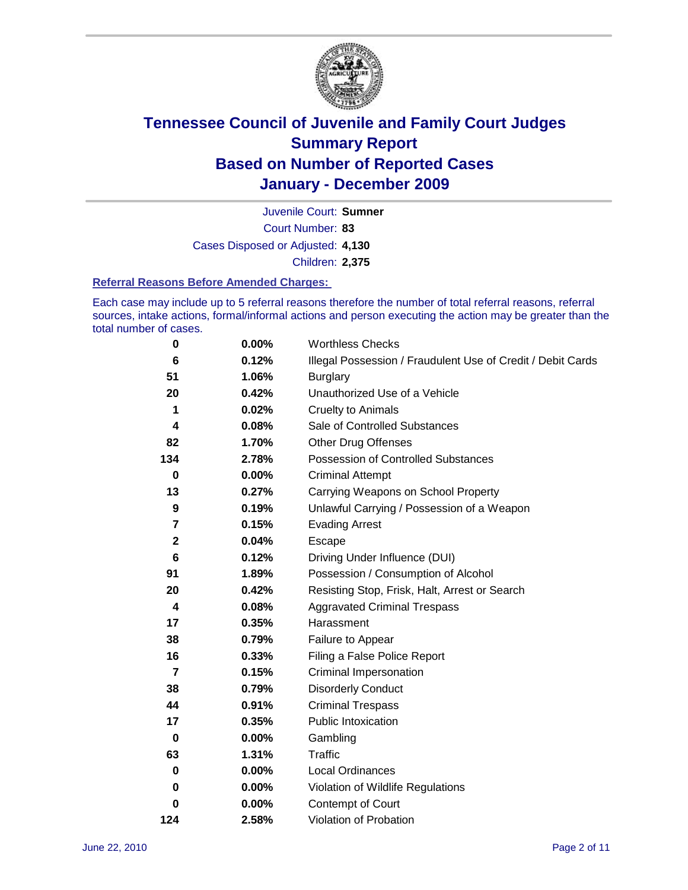# Tennessee Council of Juvenile and Family Court Judges
# Summary Report
# Based on Number of Reported Cases
# January - December 2009

Juvenile Court: **Sumner**
Court Number: **83**
Cases Disposed or Adjusted: **4,130**
Children: **2,375**

### Referral Reasons Before Amended Charges:

Each case may include up to 5 referral reasons therefore the number of total referral reasons, referral sources, intake actions, formal/informal actions and person executing the action may be greater than the total number of cases.

| | | |
|---|---|---|
| 0 | 0.00% | Worthless Checks |
| 6 | 0.12% | Illegal Possession / Fraudulent Use of Credit / Debit Cards |
| 51 | 1.06% | Burglary |
| 20 | 0.42% | Unauthorized Use of a Vehicle |
| 1 | 0.02% | Cruelty to Animals |
| 4 | 0.08% | Sale of Controlled Substances |
| 82 | 1.70% | Other Drug Offenses |
| 134 | 2.78% | Possession of Controlled Substances |
| 0 | 0.00% | Criminal Attempt |
| 13 | 0.27% | Carrying Weapons on School Property |
| 9 | 0.19% | Unlawful Carrying / Possession of a Weapon |
| 7 | 0.15% | Evading Arrest |
| 2 | 0.04% | Escape |
| 6 | 0.12% | Driving Under Influence (DUI) |
| 91 | 1.89% | Possession / Consumption of Alcohol |
| 20 | 0.42% | Resisting Stop, Frisk, Halt, Arrest or Search |
| 4 | 0.08% | Aggravated Criminal Trespass |
| 17 | 0.35% | Harassment |
| 38 | 0.79% | Failure to Appear |
| 16 | 0.33% | Filing a False Police Report |
| 7 | 0.15% | Criminal Impersonation |
| 38 | 0.79% | Disorderly Conduct |
| 44 | 0.91% | Criminal Trespass |
| 17 | 0.35% | Public Intoxication |
| 0 | 0.00% | Gambling |
| 63 | 1.31% | Traffic |
| 0 | 0.00% | Local Ordinances |
| 0 | 0.00% | Violation of Wildlife Regulations |
| 0 | 0.00% | Contempt of Court |
| 124 | 2.58% | Violation of Probation |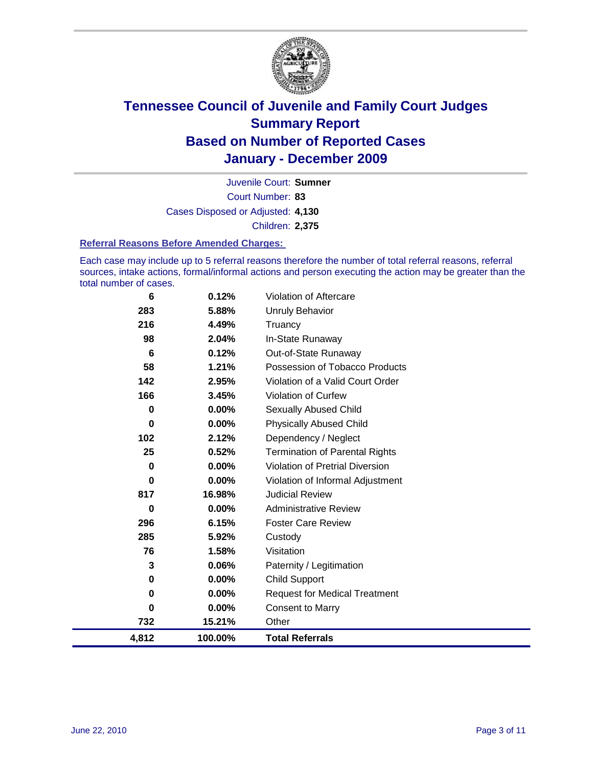# Tennessee Council of Juvenile and Family Court Judges
## Summary Report
## Based on Number of Reported Cases
## January - December 2009

Juvenile Court: **Sumner**

Court Number: **83**

Cases Disposed or Adjusted: **4,130**

Children: **2,375**

### Referral Reasons Before Amended Charges:

Each case may include up to 5 referral reasons therefore the number of total referral reasons, referral sources, intake actions, formal/informal actions and person executing the action may be greater than the total number of cases.

| | | |
|---|---|---|
| 6 | 0.12% | Violation of Aftercare |
| 283 | 5.88% | Unruly Behavior |
| 216 | 4.49% | Truancy |
| 98 | 2.04% | In-State Runaway |
| 6 | 0.12% | Out-of-State Runaway |
| 58 | 1.21% | Possession of Tobacco Products |
| 142 | 2.95% | Violation of a Valid Court Order |
| 166 | 3.45% | Violation of Curfew |
| 0 | 0.00% | Sexually Abused Child |
| 0 | 0.00% | Physically Abused Child |
| 102 | 2.12% | Dependency / Neglect |
| 25 | 0.52% | Termination of Parental Rights |
| 0 | 0.00% | Violation of Pretrial Diversion |
| 0 | 0.00% | Violation of Informal Adjustment |
| 817 | 16.98% | Judicial Review |
| 0 | 0.00% | Administrative Review |
| 296 | 6.15% | Foster Care Review |
| 285 | 5.92% | Custody |
| 76 | 1.58% | Visitation |
| 3 | 0.06% | Paternity / Legitimation |
| 0 | 0.00% | Child Support |
| 0 | 0.00% | Request for Medical Treatment |
| 0 | 0.00% | Consent to Marry |
| 732 | 15.21% | Other |
| **4,812** | **100.00%** | **Total Referrals** |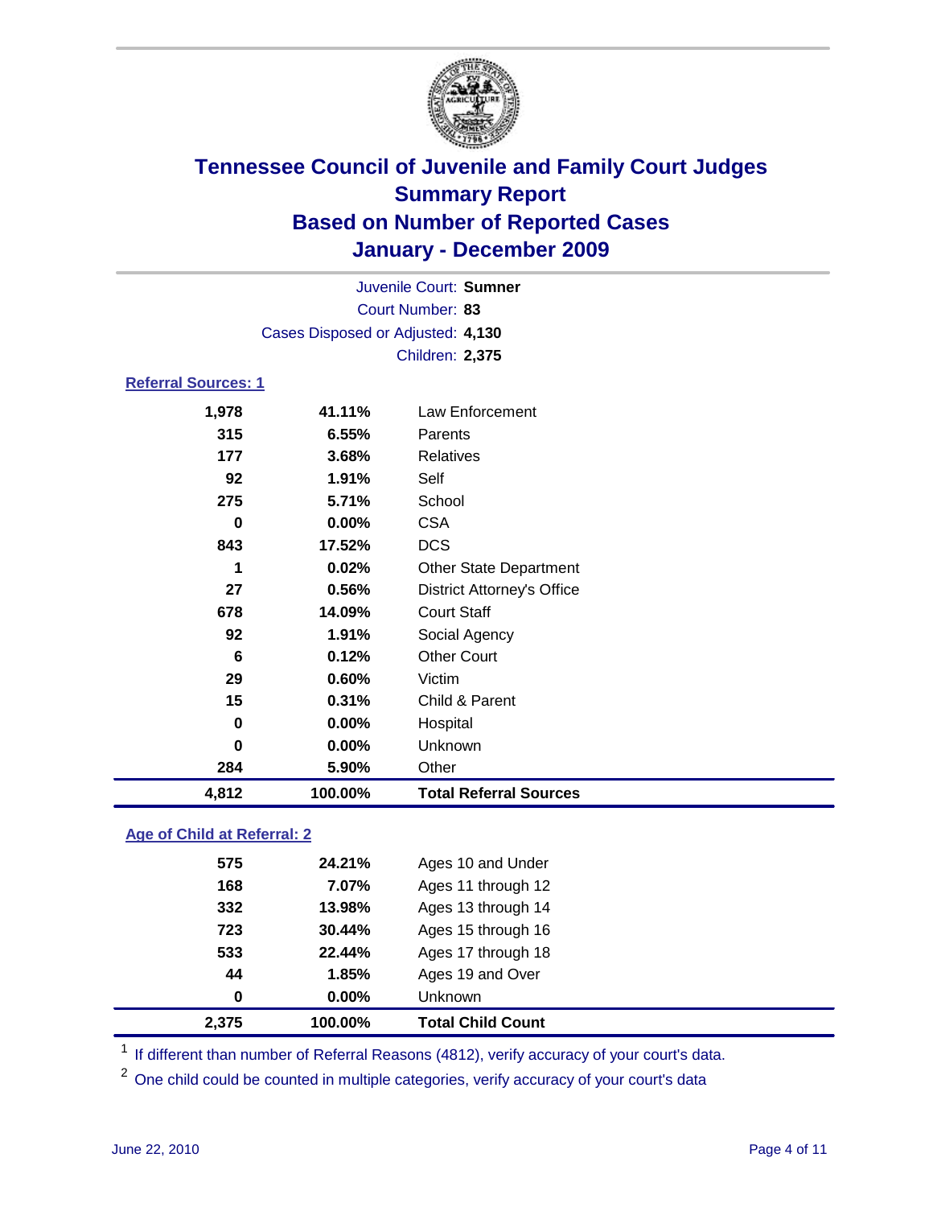# Tennessee Council of Juvenile and Family Court Judges
## Summary Report
## Based on Number of Reported Cases
## January - December 2009

Juvenile Court: **Sumner**

Court Number: **83**

Cases Disposed or Adjusted: **4,130**

Children: **2,375**

### Referral Sources: 1

| | | |
|---|---|---|
| 1,978 | 41.11% | Law Enforcement |
| 315 | 6.55% | Parents |
| 177 | 3.68% | Relatives |
| 92 | 1.91% | Self |
| 275 | 5.71% | School |
| 0 | 0.00% | CSA |
| 843 | 17.52% | DCS |
| 1 | 0.02% | Other State Department |
| 27 | 0.56% | District Attorney's Office |
| 678 | 14.09% | Court Staff |
| 92 | 1.91% | Social Agency |
| 6 | 0.12% | Other Court |
| 29 | 0.60% | Victim |
| 15 | 0.31% | Child & Parent |
| 0 | 0.00% | Hospital |
| 0 | 0.00% | Unknown |
| 284 | 5.90% | Other |
| **4,812** | **100.00%** | **Total Referral Sources** |

### Age of Child at Referral: 2

| | | |
|---|---|---|
| 575 | 24.21% | Ages 10 and Under |
| 168 | 7.07% | Ages 11 through 12 |
| 332 | 13.98% | Ages 13 through 14 |
| 723 | 30.44% | Ages 15 through 16 |
| 533 | 22.44% | Ages 17 through 18 |
| 44 | 1.85% | Ages 19 and Over |
| 0 | 0.00% | Unknown |
| **2,375** | **100.00%** | **Total Child Count** |

[1] If different than number of Referral Reasons (4812), verify accuracy of your court's data.

[2] One child could be counted in multiple categories, verify accuracy of your court's data

June 22, 2010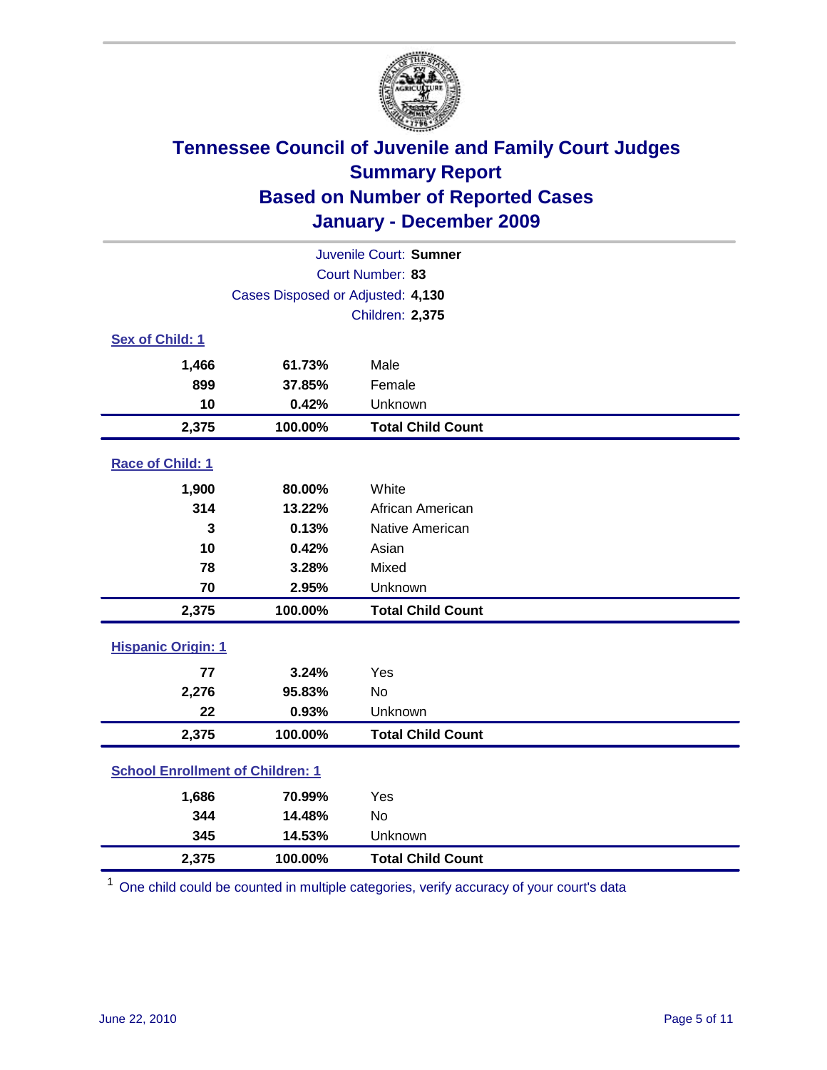# Tennessee Council of Juvenile and Family Court Judges
## Summary Report
## Based on Number of Reported Cases
## January - December 2009

Juvenile Court: **Sumner**
Court Number: **83**
Cases Disposed or Adjusted: **4,130**
Children: **2,375**

### Sex of Child: 1

| | | |
|---|---|---|
| 1,466 | 61.73% | Male |
| 899 | 37.85% | Female |
| 10 | 0.42% | Unknown |
| **2,375** | **100.00%** | **Total Child Count** |

### Race of Child: 1

| | | |
|---|---|---|
| 1,900 | 80.00% | White |
| 314 | 13.22% | African American |
| 3 | 0.13% | Native American |
| 10 | 0.42% | Asian |
| 78 | 3.28% | Mixed |
| 70 | 2.95% | Unknown |
| **2,375** | **100.00%** | **Total Child Count** |

### Hispanic Origin: 1

| | | |
|---|---|---|
| 77 | 3.24% | Yes |
| 2,276 | 95.83% | No |
| 22 | 0.93% | Unknown |
| **2,375** | **100.00%** | **Total Child Count** |

### School Enrollment of Children: 1

| | | |
|---|---|---|
| 1,686 | 70.99% | Yes |
| 344 | 14.48% | No |
| 345 | 14.53% | Unknown |
| **2,375** | **100.00%** | **Total Child Count** |

[1] One child could be counted in multiple categories, verify accuracy of your court's data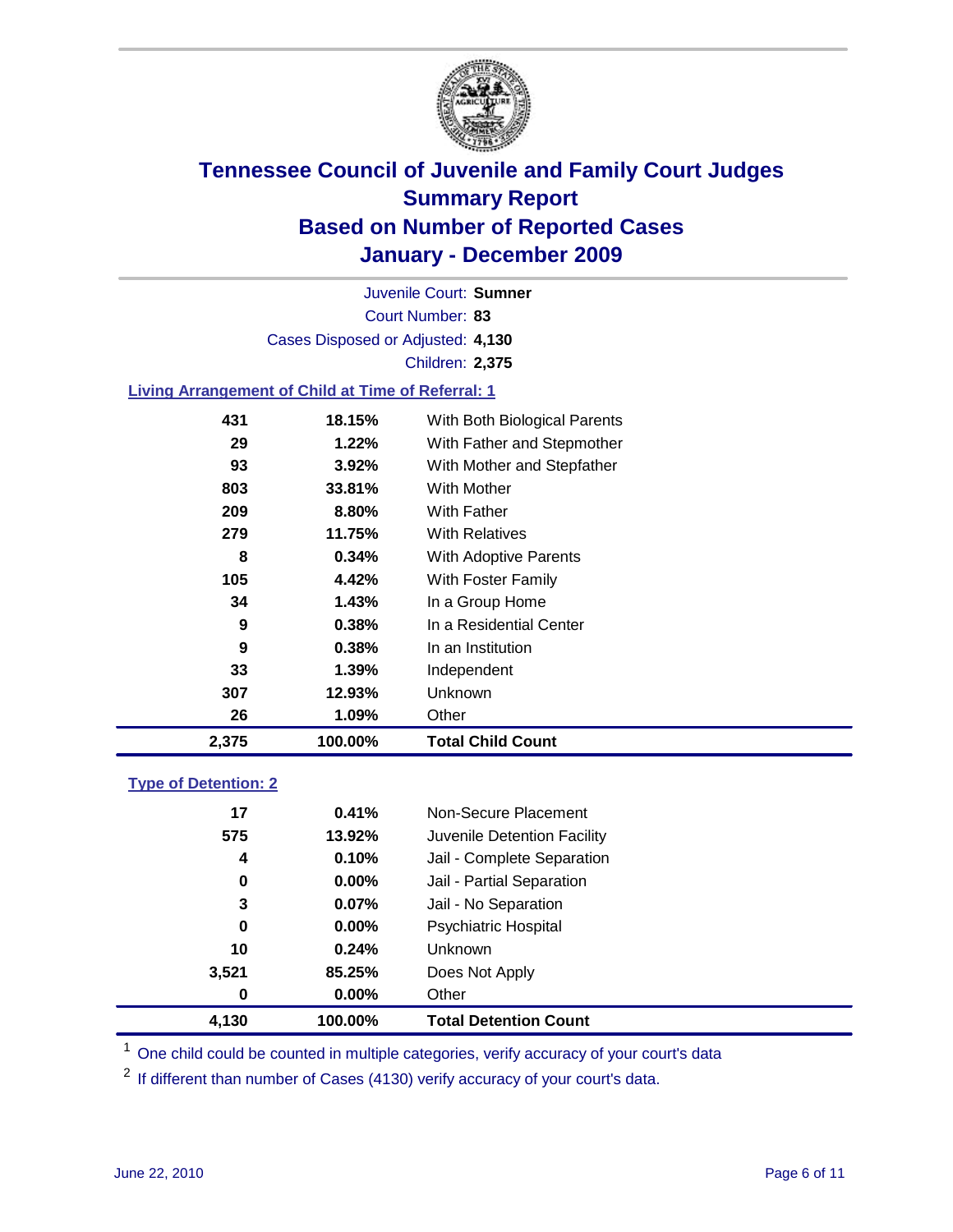# Tennessee Council of Juvenile and Family Court Judges
## Summary Report
## Based on Number of Reported Cases
## January - December 2009

Juvenile Court: **Sumner**

Court Number: **83**

Cases Disposed or Adjusted: **4,130**

Children: **2,375**

### Living Arrangement of Child at Time of Referral: 1

| Count | Percent | Arrangement |
|---|---|---|
| 431 | 18.15% | With Both Biological Parents |
| 29 | 1.22% | With Father and Stepmother |
| 93 | 3.92% | With Mother and Stepfather |
| 803 | 33.81% | With Mother |
| 209 | 8.80% | With Father |
| 279 | 11.75% | With Relatives |
| 8 | 0.34% | With Adoptive Parents |
| 105 | 4.42% | With Foster Family |
| 34 | 1.43% | In a Group Home |
| 9 | 0.38% | In a Residential Center |
| 9 | 0.38% | In an Institution |
| 33 | 1.39% | Independent |
| 307 | 12.93% | Unknown |
| 26 | 1.09% | Other |
| **2,375** | **100.00%** | **Total Child Count** |

### Type of Detention: 2

| Count | Percent | Type |
|---|---|---|
| 17 | 0.41% | Non-Secure Placement |
| 575 | 13.92% | Juvenile Detention Facility |
| 4 | 0.10% | Jail - Complete Separation |
| 0 | 0.00% | Jail - Partial Separation |
| 3 | 0.07% | Jail - No Separation |
| 0 | 0.00% | Psychiatric Hospital |
| 10 | 0.24% | Unknown |
| 3,521 | 85.25% | Does Not Apply |
| 0 | 0.00% | Other |
| **4,130** | **100.00%** | **Total Detention Count** |

[1] One child could be counted in multiple categories, verify accuracy of your court's data

[2] If different than number of Cases (4130) verify accuracy of your court's data.

June 22, 2010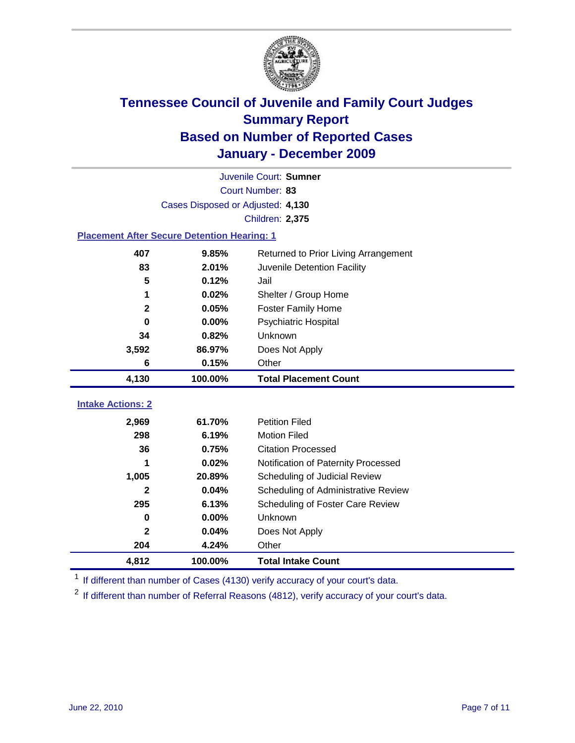# Tennessee Council of Juvenile and Family Court Judges
## Summary Report
## Based on Number of Reported Cases
## January - December 2009

Juvenile Court: **Sumner**

Court Number: **83**

Cases Disposed or Adjusted: **4,130**

Children: **2,375**

### Placement After Secure Detention Hearing: 1

| | | |
|---|---|---|
| 407 | 9.85% | Returned to Prior Living Arrangement |
| 83 | 2.01% | Juvenile Detention Facility |
| 5 | 0.12% | Jail |
| 1 | 0.02% | Shelter / Group Home |
| 2 | 0.05% | Foster Family Home |
| 0 | 0.00% | Psychiatric Hospital |
| 34 | 0.82% | Unknown |
| 3,592 | 86.97% | Does Not Apply |
| 6 | 0.15% | Other |
| **4,130** | **100.00%** | **Total Placement Count** |

### Intake Actions: 2

| | | |
|---|---|---|
| 2,969 | 61.70% | Petition Filed |
| 298 | 6.19% | Motion Filed |
| 36 | 0.75% | Citation Processed |
| 1 | 0.02% | Notification of Paternity Processed |
| 1,005 | 20.89% | Scheduling of Judicial Review |
| 2 | 0.04% | Scheduling of Administrative Review |
| 295 | 6.13% | Scheduling of Foster Care Review |
| 0 | 0.00% | Unknown |
| 2 | 0.04% | Does Not Apply |
| 204 | 4.24% | Other |
| **4,812** | **100.00%** | **Total Intake Count** |

[1] If different than number of Cases (4130) verify accuracy of your court's data.

[2] If different than number of Referral Reasons (4812), verify accuracy of your court's data.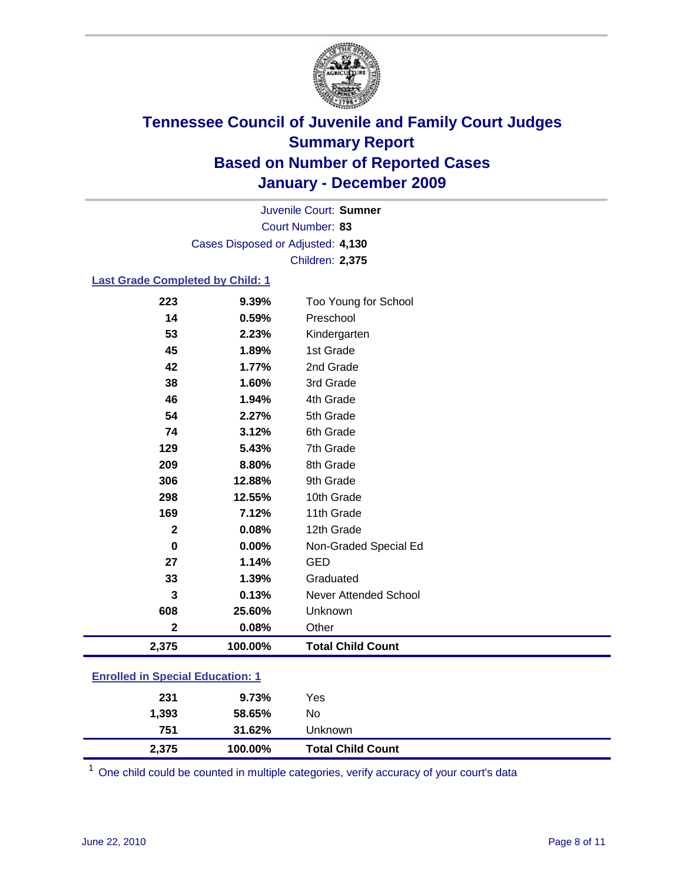# Tennessee Council of Juvenile and Family Court Judges
## Summary Report
## Based on Number of Reported Cases
## January - December 2009

Juvenile Court: **Sumner**
Court Number: **83**
Cases Disposed or Adjusted: **4,130**
Children: **2,375**

### Last Grade Completed by Child: 1

| | | |
|---|---|---|
| 223 | 9.39% | Too Young for School |
| 14 | 0.59% | Preschool |
| 53 | 2.23% | Kindergarten |
| 45 | 1.89% | 1st Grade |
| 42 | 1.77% | 2nd Grade |
| 38 | 1.60% | 3rd Grade |
| 46 | 1.94% | 4th Grade |
| 54 | 2.27% | 5th Grade |
| 74 | 3.12% | 6th Grade |
| 129 | 5.43% | 7th Grade |
| 209 | 8.80% | 8th Grade |
| 306 | 12.88% | 9th Grade |
| 298 | 12.55% | 10th Grade |
| 169 | 7.12% | 11th Grade |
| 2 | 0.08% | 12th Grade |
| 0 | 0.00% | Non-Graded Special Ed |
| 27 | 1.14% | GED |
| 33 | 1.39% | Graduated |
| 3 | 0.13% | Never Attended School |
| 608 | 25.60% | Unknown |
| 2 | 0.08% | Other |
| **2,375** | **100.00%** | **Total Child Count** |

### Enrolled in Special Education: 1

| | | |
|---|---|---|
| 231 | 9.73% | Yes |
| 1,393 | 58.65% | No |
| 751 | 31.62% | Unknown |
| **2,375** | **100.00%** | **Total Child Count** |

[1] One child could be counted in multiple categories, verify accuracy of your court's data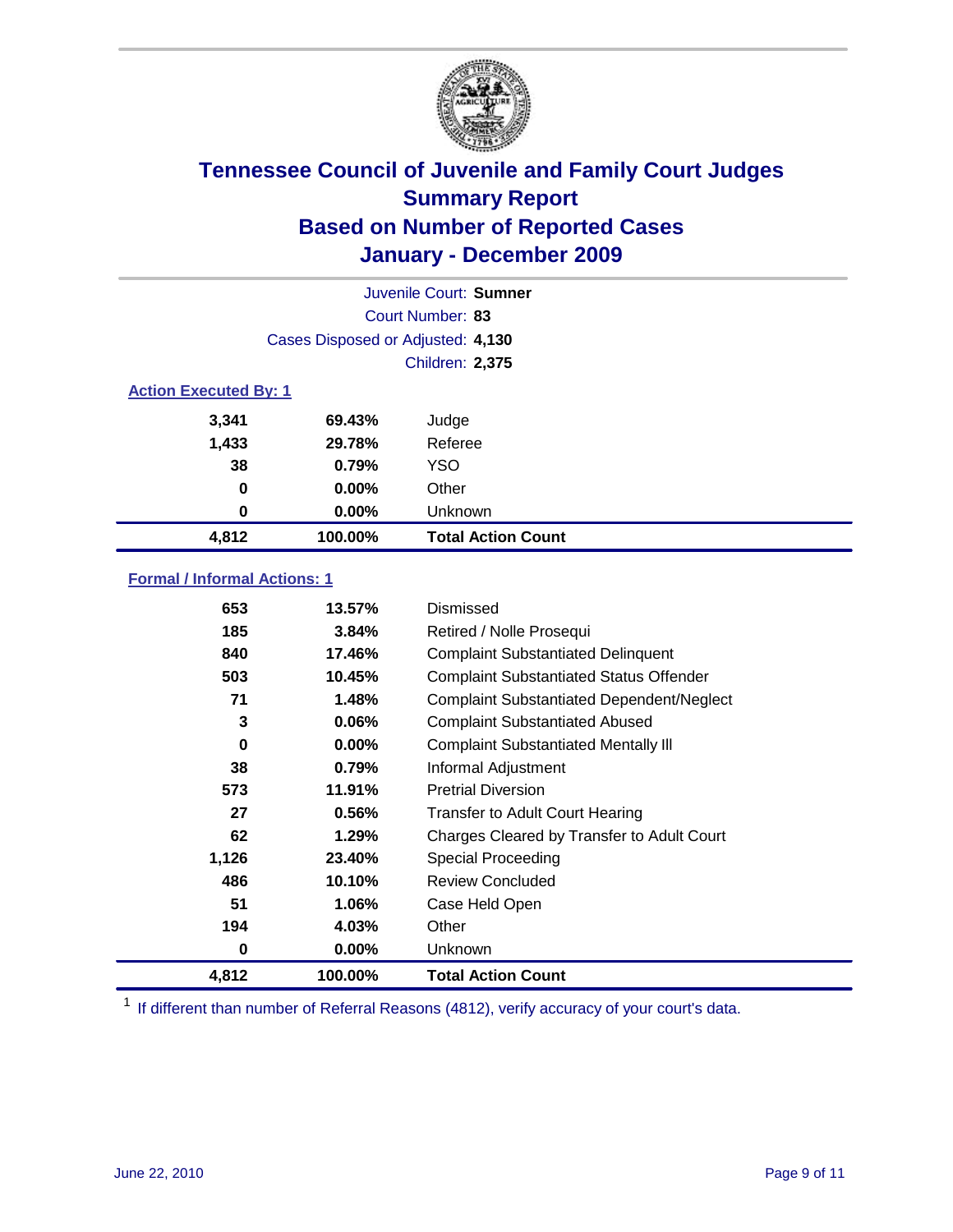# Tennessee Council of Juvenile and Family Court Judges
## Summary Report
## Based on Number of Reported Cases
## January - December 2009

Juvenile Court: **Sumner**
Court Number: **83**
Cases Disposed or Adjusted: **4,130**
Children: **2,375**

### Action Executed By: 1

| | | |
|---|---|---|
| 3,341 | 69.43% | Judge |
| 1,433 | 29.78% | Referee |
| 38 | 0.79% | YSO |
| 0 | 0.00% | Other |
| 0 | 0.00% | Unknown |
| **4,812** | **100.00%** | **Total Action Count** |

### Formal / Informal Actions: 1

| | | |
|---|---|---|
| 653 | 13.57% | Dismissed |
| 185 | 3.84% | Retired / Nolle Prosequi |
| 840 | 17.46% | Complaint Substantiated Delinquent |
| 503 | 10.45% | Complaint Substantiated Status Offender |
| 71 | 1.48% | Complaint Substantiated Dependent/Neglect |
| 3 | 0.06% | Complaint Substantiated Abused |
| 0 | 0.00% | Complaint Substantiated Mentally Ill |
| 38 | 0.79% | Informal Adjustment |
| 573 | 11.91% | Pretrial Diversion |
| 27 | 0.56% | Transfer to Adult Court Hearing |
| 62 | 1.29% | Charges Cleared by Transfer to Adult Court |
| 1,126 | 23.40% | Special Proceeding |
| 486 | 10.10% | Review Concluded |
| 51 | 1.06% | Case Held Open |
| 194 | 4.03% | Other |
| 0 | 0.00% | Unknown |
| **4,812** | **100.00%** | **Total Action Count** |

[1] If different than number of Referral Reasons (4812), verify accuracy of your court's data.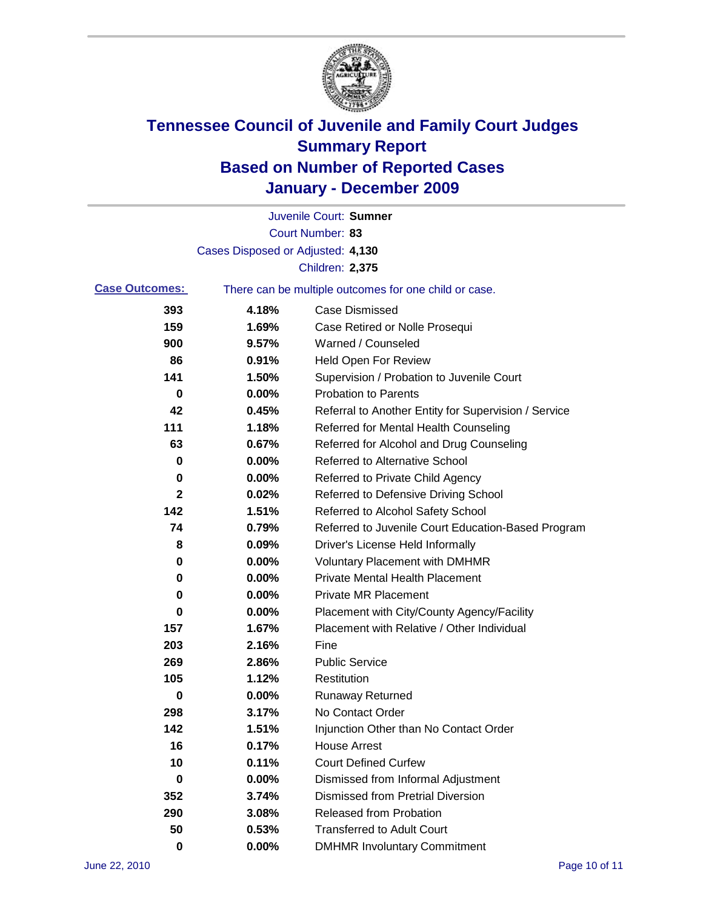# Tennessee Council of Juvenile and Family Court Judges
## Summary Report
## Based on Number of Reported Cases
## January - December 2009

Juvenile Court: **Sumner**

Court Number: **83**

Cases Disposed or Adjusted: **4,130**

Children: **2,375**

**Case Outcomes:** There can be multiple outcomes for one child or case.

| Count | Percent | Outcome |
|---|---|---|
| 393 | 4.18% | Case Dismissed |
| 159 | 1.69% | Case Retired or Nolle Prosequi |
| 900 | 9.57% | Warned / Counseled |
| 86 | 0.91% | Held Open For Review |
| 141 | 1.50% | Supervision / Probation to Juvenile Court |
| 0 | 0.00% | Probation to Parents |
| 42 | 0.45% | Referral to Another Entity for Supervision / Service |
| 111 | 1.18% | Referred for Mental Health Counseling |
| 63 | 0.67% | Referred for Alcohol and Drug Counseling |
| 0 | 0.00% | Referred to Alternative School |
| 0 | 0.00% | Referred to Private Child Agency |
| 2 | 0.02% | Referred to Defensive Driving School |
| 142 | 1.51% | Referred to Alcohol Safety School |
| 74 | 0.79% | Referred to Juvenile Court Education-Based Program |
| 8 | 0.09% | Driver's License Held Informally |
| 0 | 0.00% | Voluntary Placement with DMHMR |
| 0 | 0.00% | Private Mental Health Placement |
| 0 | 0.00% | Private MR Placement |
| 0 | 0.00% | Placement with City/County Agency/Facility |
| 157 | 1.67% | Placement with Relative / Other Individual |
| 203 | 2.16% | Fine |
| 269 | 2.86% | Public Service |
| 105 | 1.12% | Restitution |
| 0 | 0.00% | Runaway Returned |
| 298 | 3.17% | No Contact Order |
| 142 | 1.51% | Injunction Other than No Contact Order |
| 16 | 0.17% | House Arrest |
| 10 | 0.11% | Court Defined Curfew |
| 0 | 0.00% | Dismissed from Informal Adjustment |
| 352 | 3.74% | Dismissed from Pretrial Diversion |
| 290 | 3.08% | Released from Probation |
| 50 | 0.53% | Transferred to Adult Court |
| 0 | 0.00% | DMHMR Involuntary Commitment |

June 22, 2010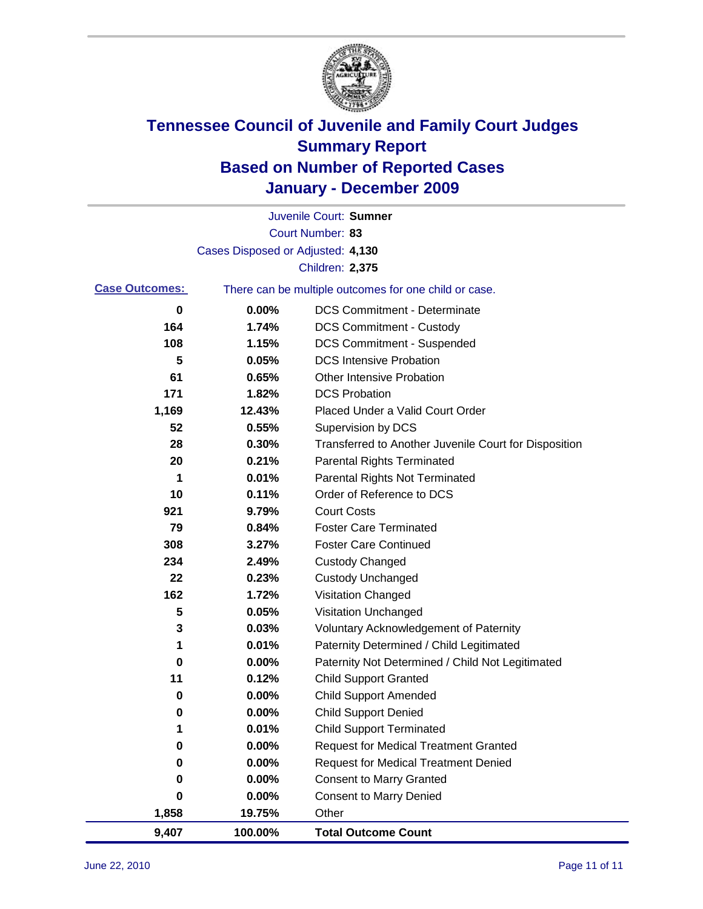# Tennessee Council of Juvenile and Family Court Judges
## Summary Report
## Based on Number of Reported Cases
## January - December 2009

Juvenile Court: **Sumner**

Court Number: **83**

Cases Disposed or Adjusted: **4,130**

Children: **2,375**

**Case Outcomes:** There can be multiple outcomes for one child or case.

| | | |
|---|---|---|
| 0 | 0.00% | DCS Commitment - Determinate |
| 164 | 1.74% | DCS Commitment - Custody |
| 108 | 1.15% | DCS Commitment - Suspended |
| 5 | 0.05% | DCS Intensive Probation |
| 61 | 0.65% | Other Intensive Probation |
| 171 | 1.82% | DCS Probation |
| 1,169 | 12.43% | Placed Under a Valid Court Order |
| 52 | 0.55% | Supervision by DCS |
| 28 | 0.30% | Transferred to Another Juvenile Court for Disposition |
| 20 | 0.21% | Parental Rights Terminated |
| 1 | 0.01% | Parental Rights Not Terminated |
| 10 | 0.11% | Order of Reference to DCS |
| 921 | 9.79% | Court Costs |
| 79 | 0.84% | Foster Care Terminated |
| 308 | 3.27% | Foster Care Continued |
| 234 | 2.49% | Custody Changed |
| 22 | 0.23% | Custody Unchanged |
| 162 | 1.72% | Visitation Changed |
| 5 | 0.05% | Visitation Unchanged |
| 3 | 0.03% | Voluntary Acknowledgement of Paternity |
| 1 | 0.01% | Paternity Determined / Child Legitimated |
| 0 | 0.00% | Paternity Not Determined / Child Not Legitimated |
| 11 | 0.12% | Child Support Granted |
| 0 | 0.00% | Child Support Amended |
| 0 | 0.00% | Child Support Denied |
| 1 | 0.01% | Child Support Terminated |
| 0 | 0.00% | Request for Medical Treatment Granted |
| 0 | 0.00% | Request for Medical Treatment Denied |
| 0 | 0.00% | Consent to Marry Granted |
| 0 | 0.00% | Consent to Marry Denied |
| 1,858 | 19.75% | Other |
| **9,407** | **100.00%** | **Total Outcome Count** |